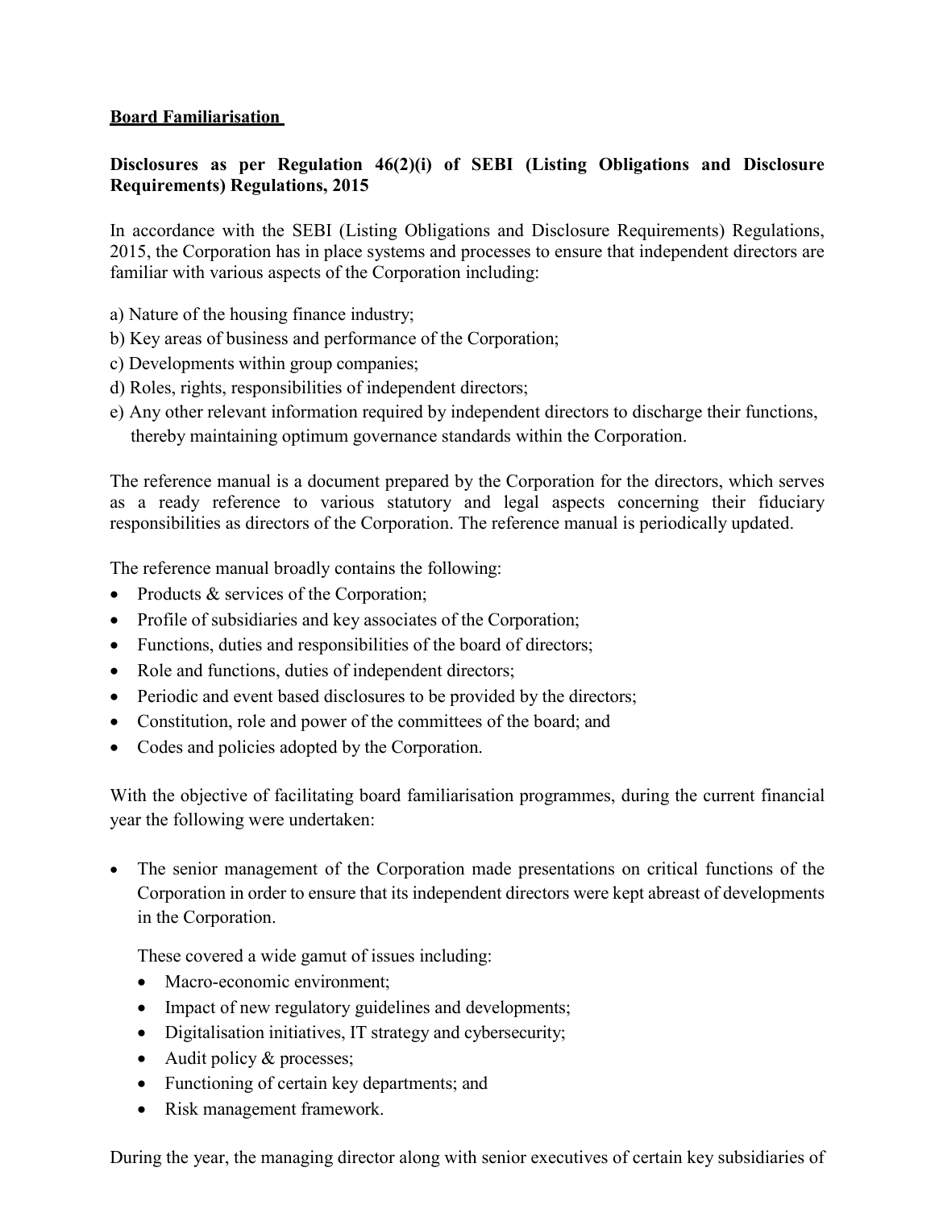**Board Familiarisation**

**Disclosures as per Regulation 46(2)(i) of SEBI (Listing Obligations and Disclosure Requirements) Regulations, 2015**

In accordance with the SEBI (Listing Obligations and Disclosure Requirements) Regulations, 2015, the Corporation has in place systems and processes to ensure that independent directors are familiar with various aspects of the Corporation including:

a) Nature of the housing finance industry;
b) Key areas of business and performance of the Corporation;
c) Developments within group companies;
d) Roles, rights, responsibilities of independent directors;
e) Any other relevant information required by independent directors to discharge their functions, thereby maintaining optimum governance standards within the Corporation.

The reference manual is a document prepared by the Corporation for the directors, which serves as a ready reference to various statutory and legal aspects concerning their fiduciary responsibilities as directors of the Corporation. The reference manual is periodically updated.

The reference manual broadly contains the following:

- Products & services of the Corporation;
- Profile of subsidiaries and key associates of the Corporation;
- Functions, duties and responsibilities of the board of directors;
- Role and functions, duties of independent directors;
- Periodic and event based disclosures to be provided by the directors;
- Constitution, role and power of the committees of the board; and
- Codes and policies adopted by the Corporation.

With the objective of facilitating board familiarisation programmes, during the current financial year the following were undertaken:

- The senior management of the Corporation made presentations on critical functions of the Corporation in order to ensure that its independent directors were kept abreast of developments in the Corporation.

  These covered a wide gamut of issues including:
  - Macro-economic environment;
  - Impact of new regulatory guidelines and developments;
  - Digitalisation initiatives, IT strategy and cybersecurity;
  - Audit policy & processes;
  - Functioning of certain key departments; and
  - Risk management framework.

During the year, the managing director along with senior executives of certain key subsidiaries of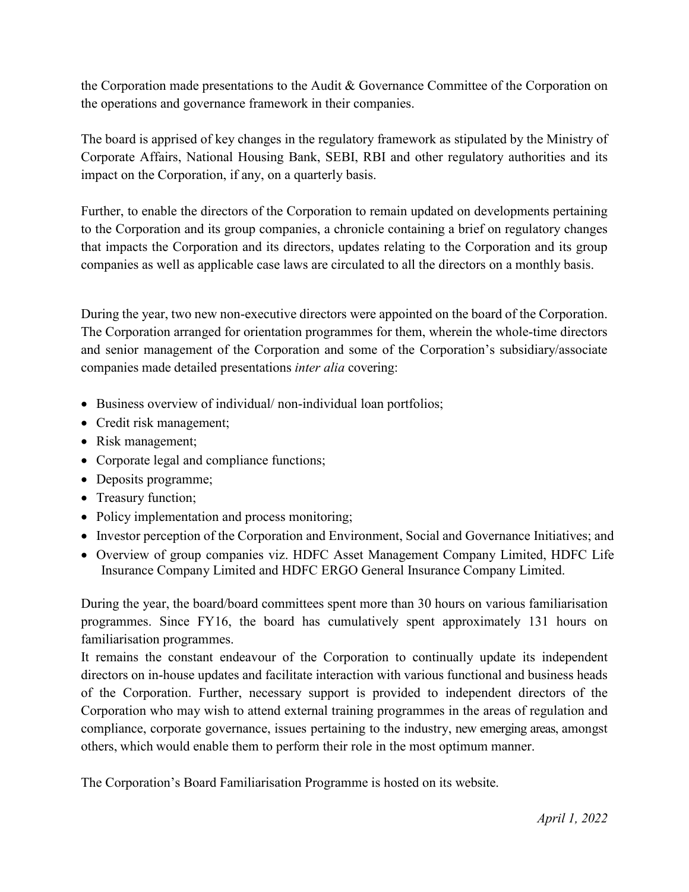the Corporation made presentations to the Audit & Governance Committee of the Corporation on the operations and governance framework in their companies.

The board is apprised of key changes in the regulatory framework as stipulated by the Ministry of Corporate Affairs, National Housing Bank, SEBI, RBI and other regulatory authorities and its impact on the Corporation, if any, on a quarterly basis.

Further, to enable the directors of the Corporation to remain updated on developments pertaining to the Corporation and its group companies, a chronicle containing a brief on regulatory changes that impacts the Corporation and its directors, updates relating to the Corporation and its group companies as well as applicable case laws are circulated to all the directors on a monthly basis.

During the year, two new non-executive directors were appointed on the board of the Corporation. The Corporation arranged for orientation programmes for them, wherein the whole-time directors and senior management of the Corporation and some of the Corporation's subsidiary/associate companies made detailed presentations *inter alia* covering:

- Business overview of individual/ non-individual loan portfolios;
- Credit risk management;
- Risk management;
- Corporate legal and compliance functions;
- Deposits programme;
- Treasury function;
- Policy implementation and process monitoring;
- Investor perception of the Corporation and Environment, Social and Governance Initiatives; and
- Overview of group companies viz. HDFC Asset Management Company Limited, HDFC Life Insurance Company Limited and HDFC ERGO General Insurance Company Limited.

During the year, the board/board committees spent more than 30 hours on various familiarisation programmes. Since FY16, the board has cumulatively spent approximately 131 hours on familiarisation programmes.

It remains the constant endeavour of the Corporation to continually update its independent directors on in-house updates and facilitate interaction with various functional and business heads of the Corporation. Further, necessary support is provided to independent directors of the Corporation who may wish to attend external training programmes in the areas of regulation and compliance, corporate governance, issues pertaining to the industry, new emerging areas, amongst others, which would enable them to perform their role in the most optimum manner.

The Corporation's Board Familiarisation Programme is hosted on its website.

*April 1, 2022*